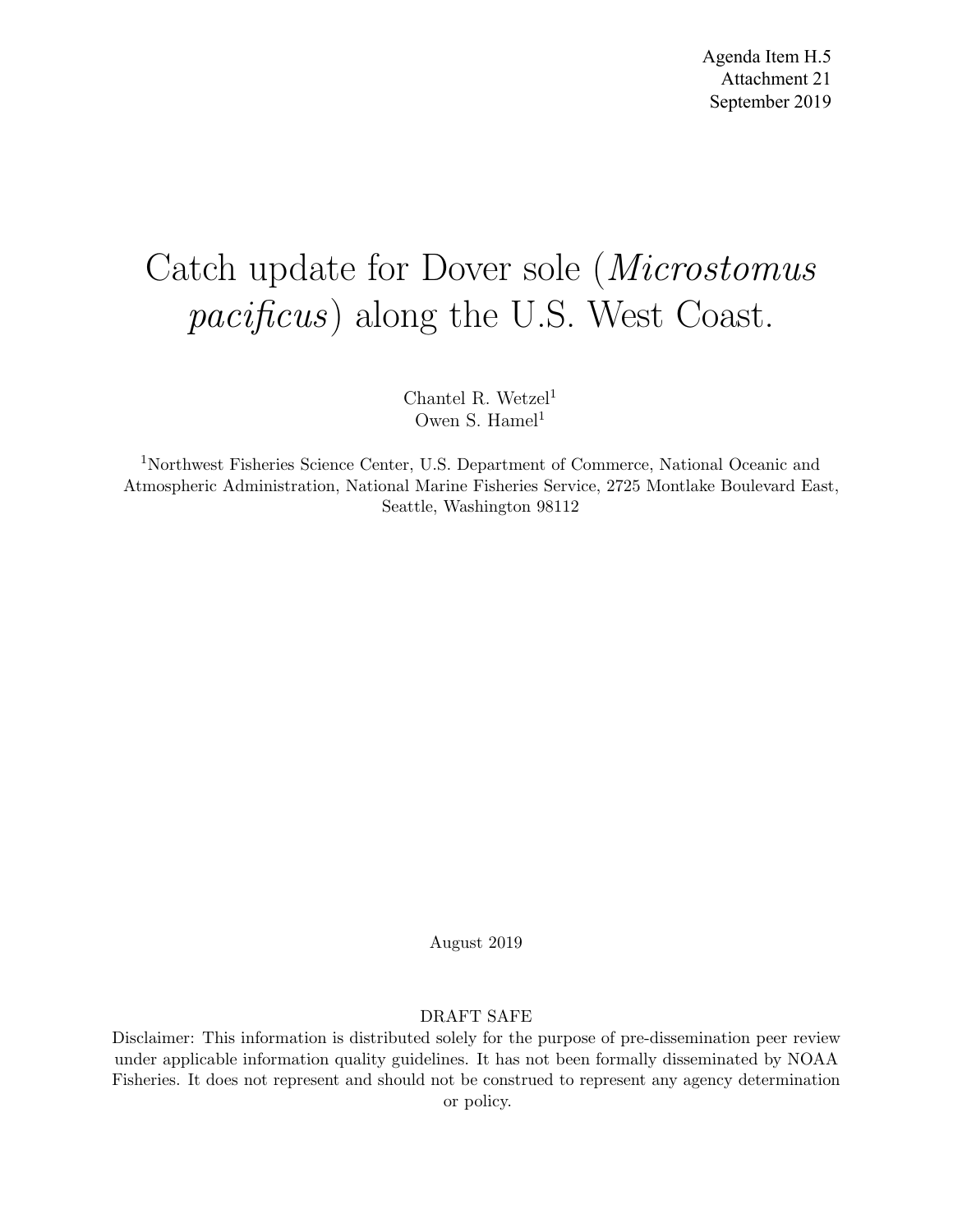Agenda Item H.5
Attachment 21
September 2019

# Catch update for Dover sole (*Microstomus pacificus*) along the U.S. West Coast.

Chantel R. Wetzel[1]
Owen S. Hamel[1]

[1]Northwest Fisheries Science Center, U.S. Department of Commerce, National Oceanic and Atmospheric Administration, National Marine Fisheries Service, 2725 Montlake Boulevard East, Seattle, Washington 98112

August 2019

DRAFT SAFE

Disclaimer: This information is distributed solely for the purpose of pre-dissemination peer review under applicable information quality guidelines. It has not been formally disseminated by NOAA Fisheries. It does not represent and should not be construed to represent any agency determination or policy.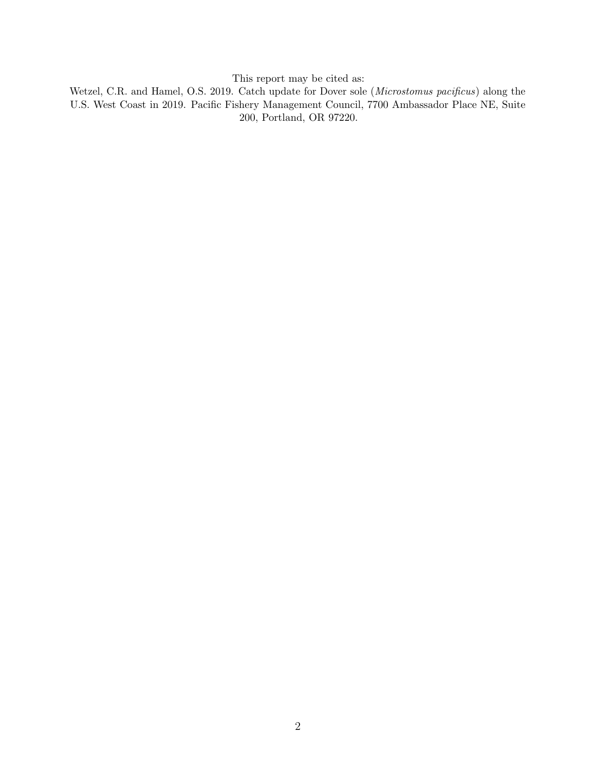This report may be cited as:

Wetzel, C.R. and Hamel, O.S. 2019. Catch update for Dover sole (*Microstomus pacificus*) along the U.S. West Coast in 2019. Pacific Fishery Management Council, 7700 Ambassador Place NE, Suite 200, Portland, OR 97220.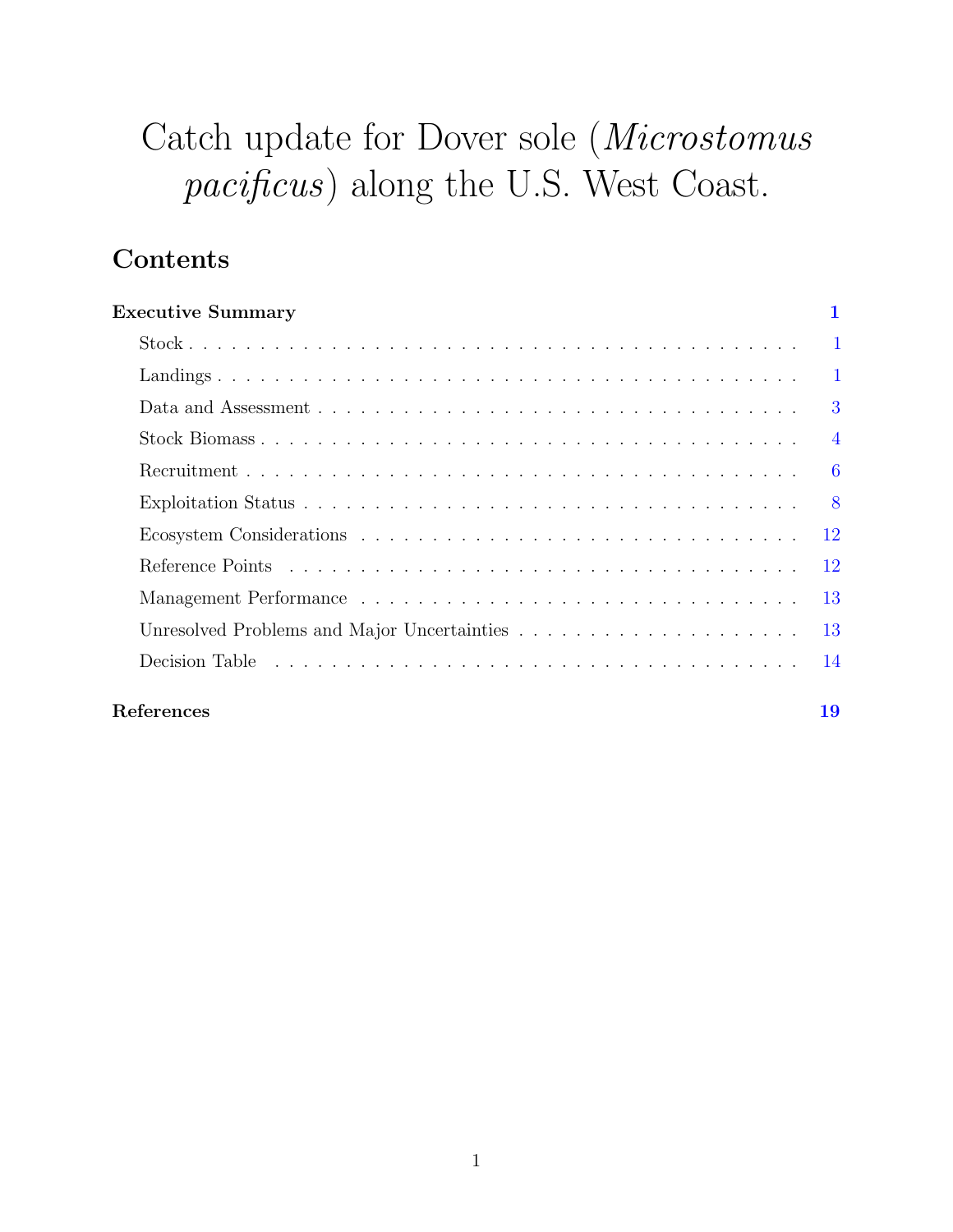# Catch update for Dover sole (*Microstomus pacificus*) along the U.S. West Coast.

## Contents

**Executive Summary** **1**

- Stock 1
- Landings 1
- Data and Assessment 3
- Stock Biomass 4
- Recruitment 6
- Exploitation Status 8
- Ecosystem Considerations 12
- Reference Points 12
- Management Performance 13
- Unresolved Problems and Major Uncertainties 13
- Decision Table 14

**References** **19**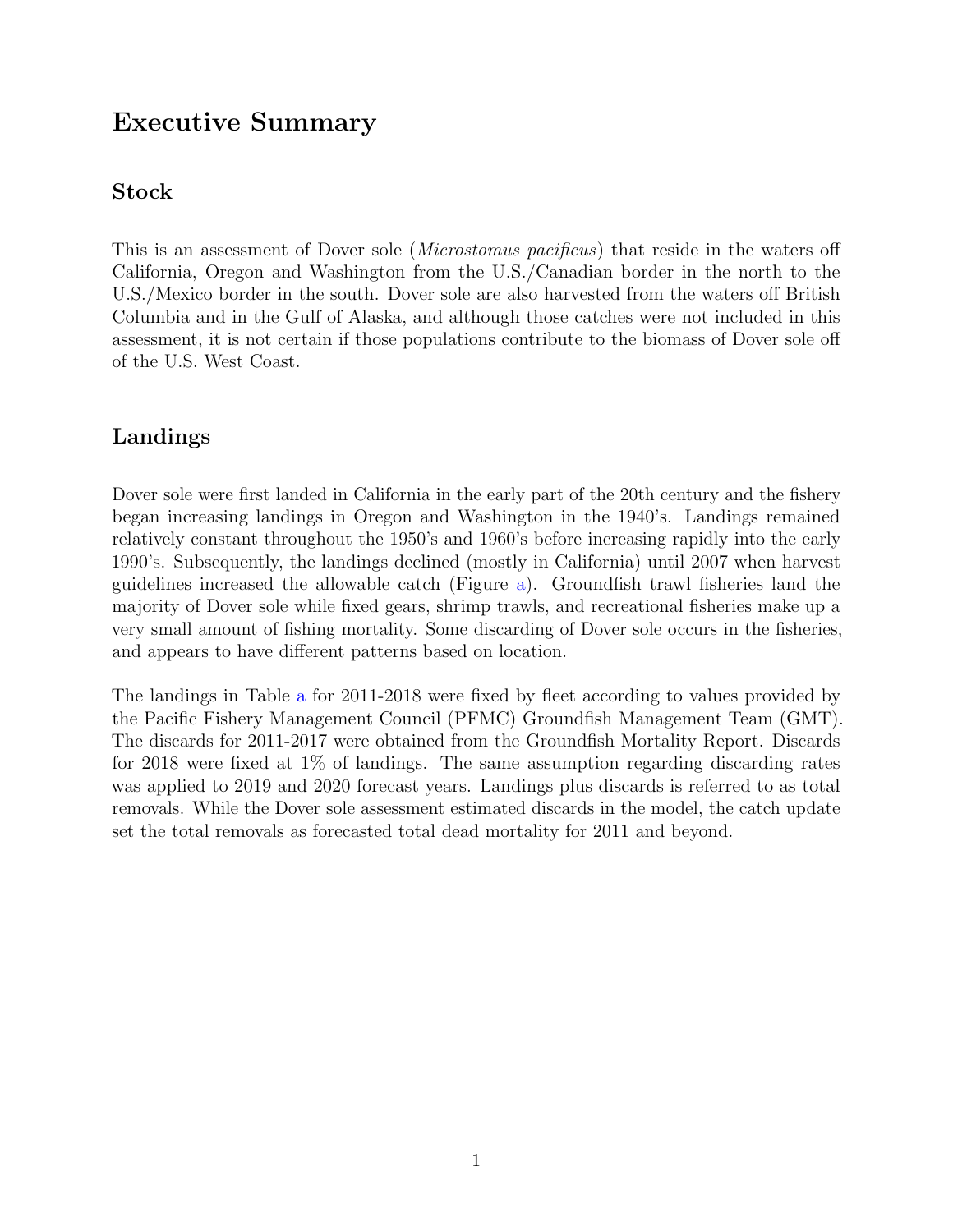# Executive Summary

## Stock

This is an assessment of Dover sole (*Microstomus pacificus*) that reside in the waters off California, Oregon and Washington from the U.S./Canadian border in the north to the U.S./Mexico border in the south. Dover sole are also harvested from the waters off British Columbia and in the Gulf of Alaska, and although those catches were not included in this assessment, it is not certain if those populations contribute to the biomass of Dover sole off of the U.S. West Coast.

## Landings

Dover sole were first landed in California in the early part of the 20th century and the fishery began increasing landings in Oregon and Washington in the 1940's. Landings remained relatively constant throughout the 1950's and 1960's before increasing rapidly into the early 1990's. Subsequently, the landings declined (mostly in California) until 2007 when harvest guidelines increased the allowable catch (Figure a). Groundfish trawl fisheries land the majority of Dover sole while fixed gears, shrimp trawls, and recreational fisheries make up a very small amount of fishing mortality. Some discarding of Dover sole occurs in the fisheries, and appears to have different patterns based on location.

The landings in Table a for 2011-2018 were fixed by fleet according to values provided by the Pacific Fishery Management Council (PFMC) Groundfish Management Team (GMT). The discards for 2011-2017 were obtained from the Groundfish Mortality Report. Discards for 2018 were fixed at 1% of landings. The same assumption regarding discarding rates was applied to 2019 and 2020 forecast years. Landings plus discards is referred to as total removals. While the Dover sole assessment estimated discards in the model, the catch update set the total removals as forecasted total dead mortality for 2011 and beyond.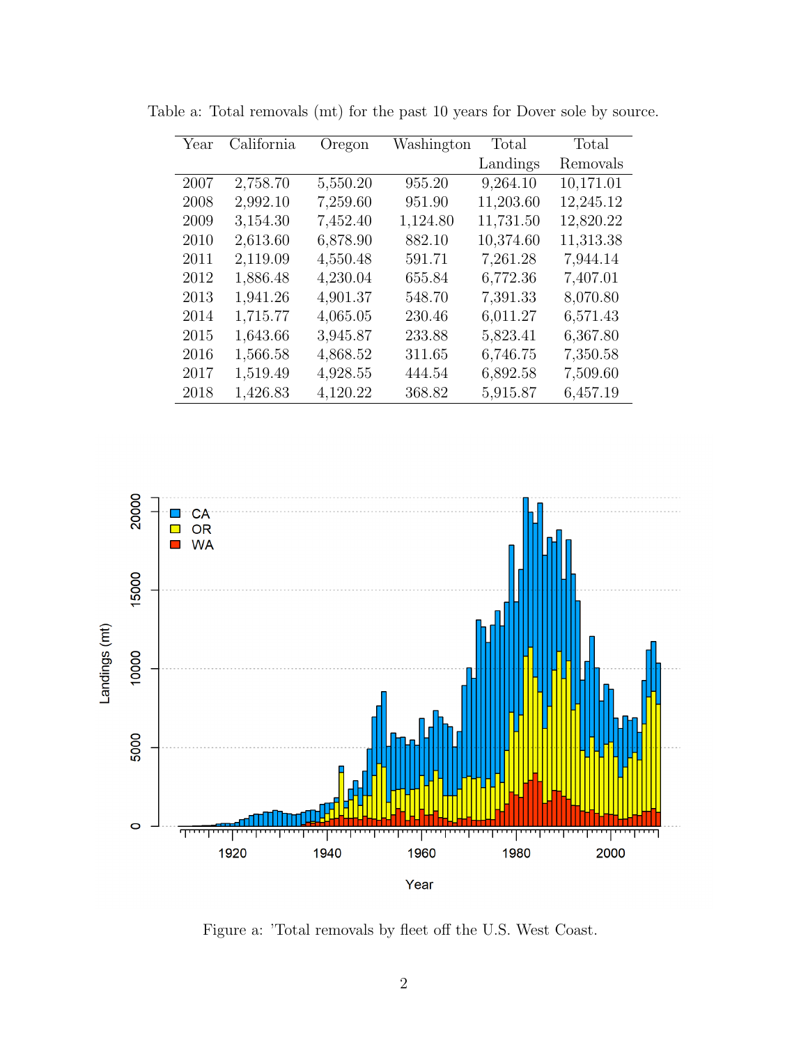Table a: Total removals (mt) for the past 10 years for Dover sole by source.

| Year | California | Oregon | Washington | Total Landings | Total Removals |
|---|---|---|---|---|---|
| 2007 | 2,758.70 | 5,550.20 | 955.20 | 9,264.10 | 10,171.01 |
| 2008 | 2,992.10 | 7,259.60 | 951.90 | 11,203.60 | 12,245.12 |
| 2009 | 3,154.30 | 7,452.40 | 1,124.80 | 11,731.50 | 12,820.22 |
| 2010 | 2,613.60 | 6,878.90 | 882.10 | 10,374.60 | 11,313.38 |
| 2011 | 2,119.09 | 4,550.48 | 591.71 | 7,261.28 | 7,944.14 |
| 2012 | 1,886.48 | 4,230.04 | 655.84 | 6,772.36 | 7,407.01 |
| 2013 | 1,941.26 | 4,901.37 | 548.70 | 7,391.33 | 8,070.80 |
| 2014 | 1,715.77 | 4,065.05 | 230.46 | 6,011.27 | 6,571.43 |
| 2015 | 1,643.66 | 3,945.87 | 233.88 | 5,823.41 | 6,367.80 |
| 2016 | 1,566.58 | 4,868.52 | 311.65 | 6,746.75 | 7,350.58 |
| 2017 | 1,519.49 | 4,928.55 | 444.54 | 6,892.58 | 7,509.60 |
| 2018 | 1,426.83 | 4,120.22 | 368.82 | 5,915.87 | 6,457.19 |

Figure a: 'Total removals by fleet off the U.S. West Coast.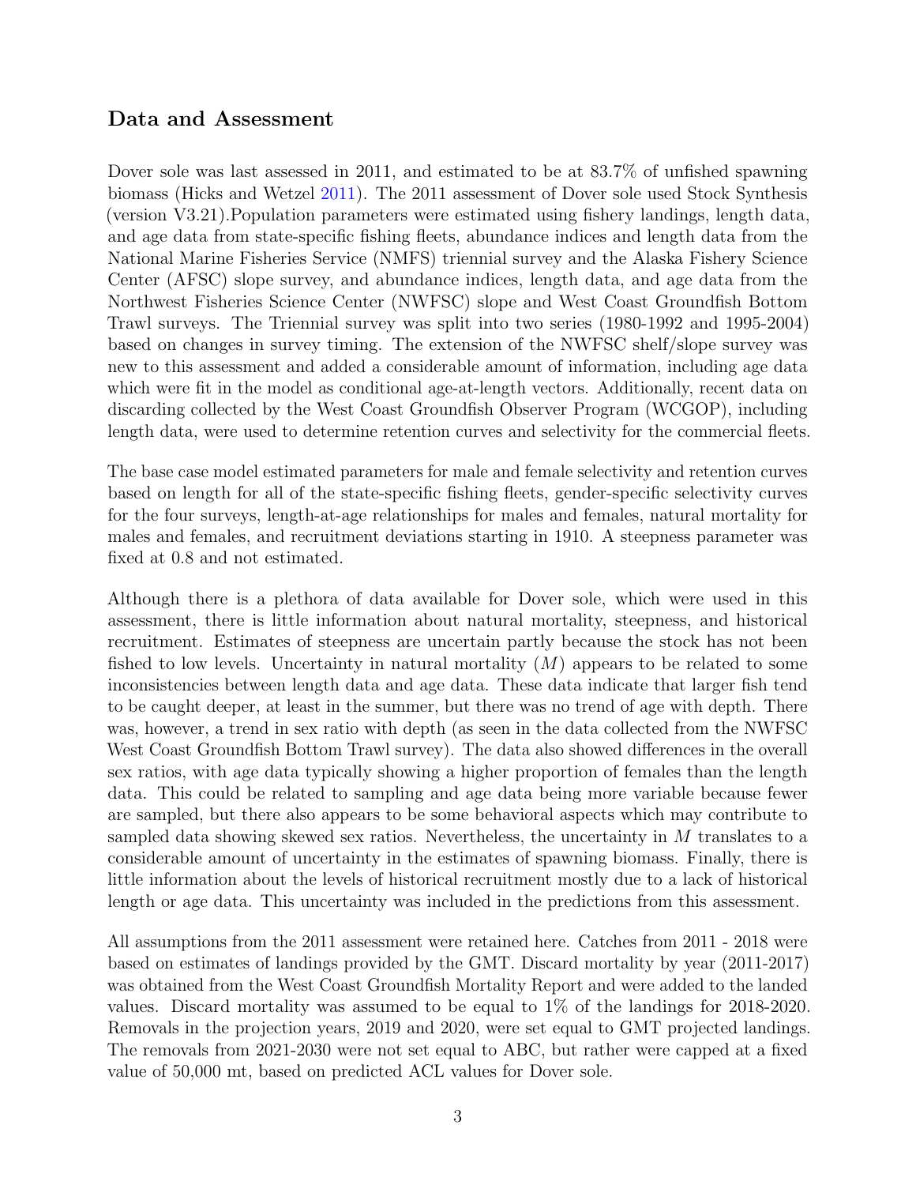## Data and Assessment

Dover sole was last assessed in 2011, and estimated to be at 83.7% of unfished spawning biomass (Hicks and Wetzel 2011). The 2011 assessment of Dover sole used Stock Synthesis (version V3.21).Population parameters were estimated using fishery landings, length data, and age data from state-specific fishing fleets, abundance indices and length data from the National Marine Fisheries Service (NMFS) triennial survey and the Alaska Fishery Science Center (AFSC) slope survey, and abundance indices, length data, and age data from the Northwest Fisheries Science Center (NWFSC) slope and West Coast Groundfish Bottom Trawl surveys. The Triennial survey was split into two series (1980-1992 and 1995-2004) based on changes in survey timing. The extension of the NWFSC shelf/slope survey was new to this assessment and added a considerable amount of information, including age data which were fit in the model as conditional age-at-length vectors. Additionally, recent data on discarding collected by the West Coast Groundfish Observer Program (WCGOP), including length data, were used to determine retention curves and selectivity for the commercial fleets.

The base case model estimated parameters for male and female selectivity and retention curves based on length for all of the state-specific fishing fleets, gender-specific selectivity curves for the four surveys, length-at-age relationships for males and females, natural mortality for males and females, and recruitment deviations starting in 1910. A steepness parameter was fixed at 0.8 and not estimated.

Although there is a plethora of data available for Dover sole, which were used in this assessment, there is little information about natural mortality, steepness, and historical recruitment. Estimates of steepness are uncertain partly because the stock has not been fished to low levels. Uncertainty in natural mortality ($M$) appears to be related to some inconsistencies between length data and age data. These data indicate that larger fish tend to be caught deeper, at least in the summer, but there was no trend of age with depth. There was, however, a trend in sex ratio with depth (as seen in the data collected from the NWFSC West Coast Groundfish Bottom Trawl survey). The data also showed differences in the overall sex ratios, with age data typically showing a higher proportion of females than the length data. This could be related to sampling and age data being more variable because fewer are sampled, but there also appears to be some behavioral aspects which may contribute to sampled data showing skewed sex ratios. Nevertheless, the uncertainty in $M$ translates to a considerable amount of uncertainty in the estimates of spawning biomass. Finally, there is little information about the levels of historical recruitment mostly due to a lack of historical length or age data. This uncertainty was included in the predictions from this assessment.

All assumptions from the 2011 assessment were retained here. Catches from 2011 - 2018 were based on estimates of landings provided by the GMT. Discard mortality by year (2011-2017) was obtained from the West Coast Groundfish Mortality Report and were added to the landed values. Discard mortality was assumed to be equal to 1% of the landings for 2018-2020. Removals in the projection years, 2019 and 2020, were set equal to GMT projected landings. The removals from 2021-2030 were not set equal to ABC, but rather were capped at a fixed value of 50,000 mt, based on predicted ACL values for Dover sole.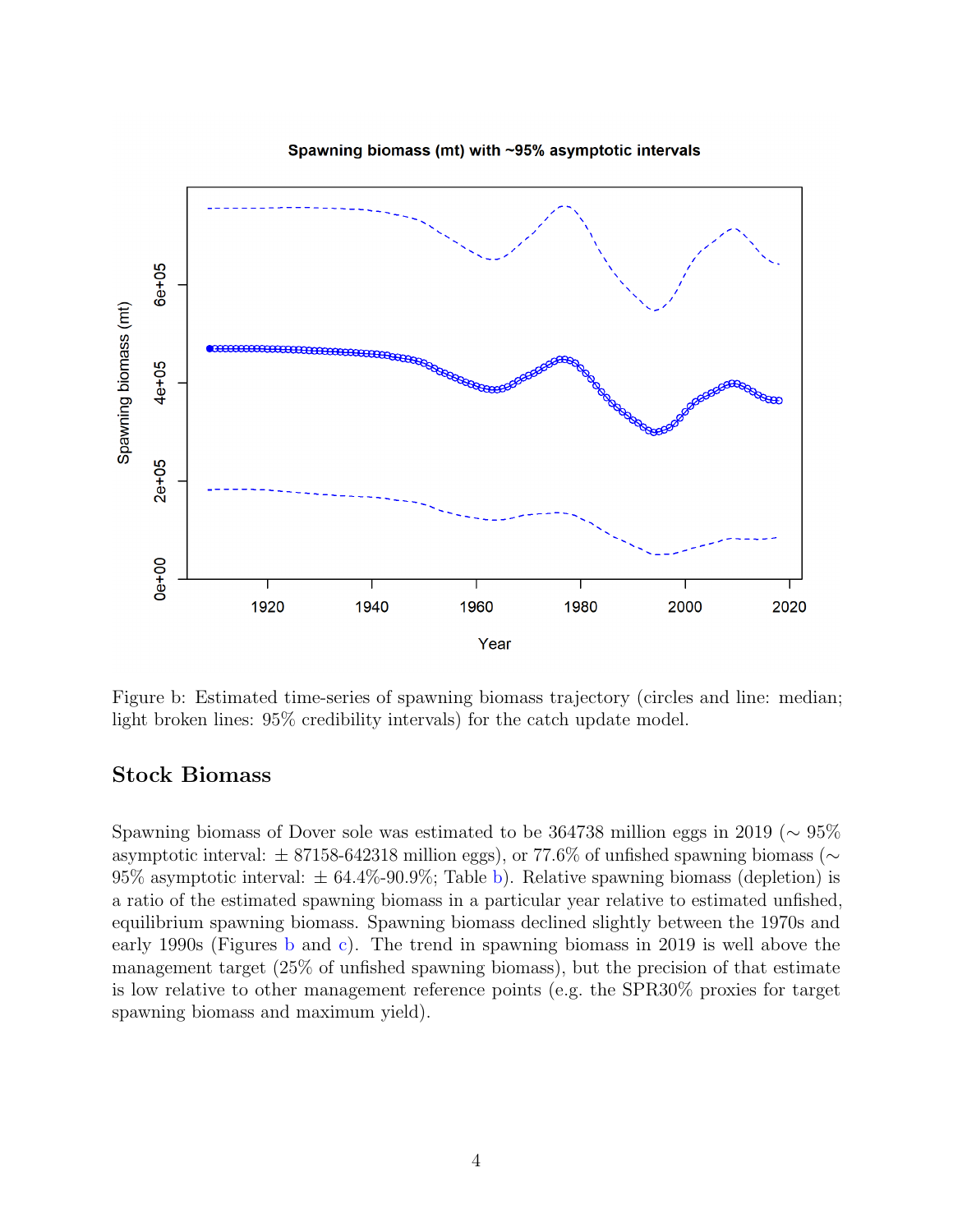Figure b: Estimated time-series of spawning biomass trajectory (circles and line: median; light broken lines: 95% credibility intervals) for the catch update model.

## Stock Biomass

Spawning biomass of Dover sole was estimated to be 364738 million eggs in 2019 (∼ 95% asymptotic interval: ± 87158-642318 million eggs), or 77.6% of unfished spawning biomass (∼ 95% asymptotic interval: ± 64.4%-90.9%; Table b). Relative spawning biomass (depletion) is a ratio of the estimated spawning biomass in a particular year relative to estimated unfished, equilibrium spawning biomass. Spawning biomass declined slightly between the 1970s and early 1990s (Figures b and c). The trend in spawning biomass in 2019 is well above the management target (25% of unfished spawning biomass), but the precision of that estimate is low relative to other management reference points (e.g. the SPR30% proxies for target spawning biomass and maximum yield).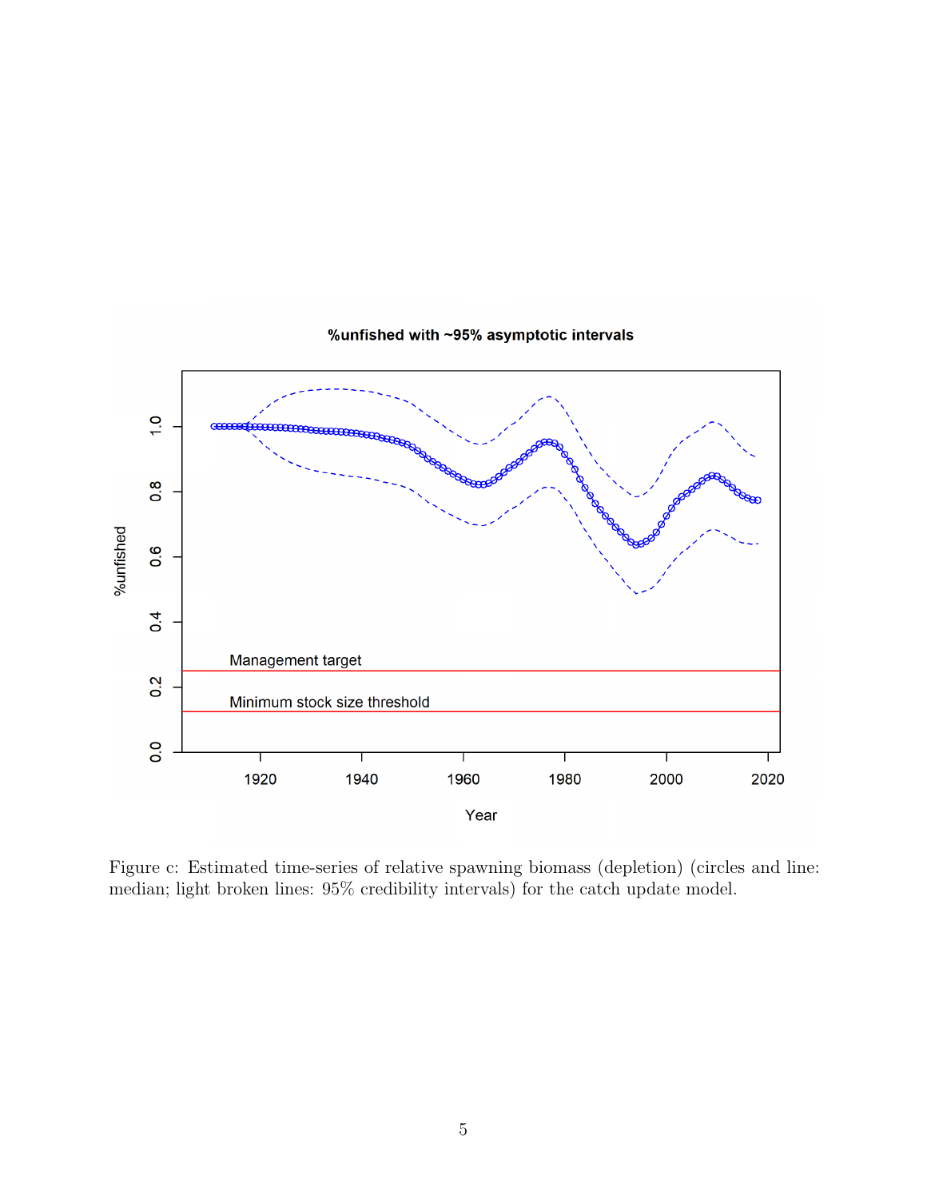Figure c: Estimated time-series of relative spawning biomass (depletion) (circles and line: median; light broken lines: 95% credibility intervals) for the catch update model.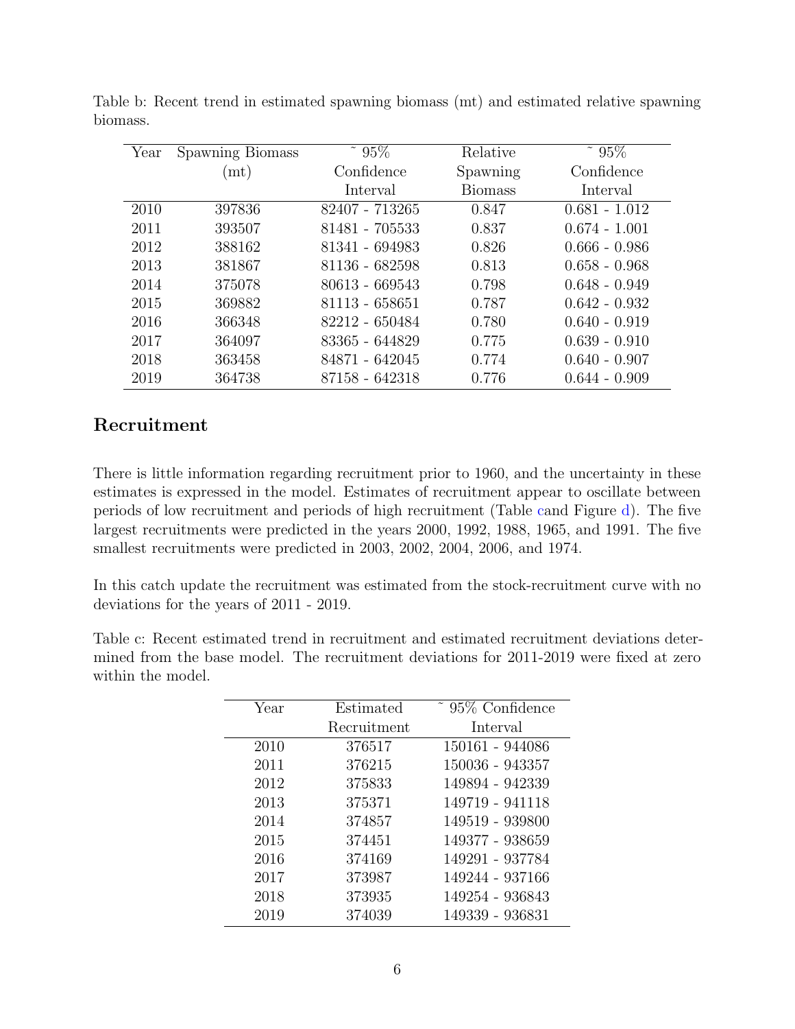Table b: Recent trend in estimated spawning biomass (mt) and estimated relative spawning biomass.

| Year | Spawning Biomass (mt) | ~ 95% Confidence Interval | Relative Spawning Biomass | ~ 95% Confidence Interval |
|---|---|---|---|---|
| 2010 | 397836 | 82407 - 713265 | 0.847 | 0.681 - 1.012 |
| 2011 | 393507 | 81481 - 705533 | 0.837 | 0.674 - 1.001 |
| 2012 | 388162 | 81341 - 694983 | 0.826 | 0.666 - 0.986 |
| 2013 | 381867 | 81136 - 682598 | 0.813 | 0.658 - 0.968 |
| 2014 | 375078 | 80613 - 669543 | 0.798 | 0.648 - 0.949 |
| 2015 | 369882 | 81113 - 658651 | 0.787 | 0.642 - 0.932 |
| 2016 | 366348 | 82212 - 650484 | 0.780 | 0.640 - 0.919 |
| 2017 | 364097 | 83365 - 644829 | 0.775 | 0.639 - 0.910 |
| 2018 | 363458 | 84871 - 642045 | 0.774 | 0.640 - 0.907 |
| 2019 | 364738 | 87158 - 642318 | 0.776 | 0.644 - 0.909 |

## Recruitment

There is little information regarding recruitment prior to 1960, and the uncertainty in these estimates is expressed in the model. Estimates of recruitment appear to oscillate between periods of low recruitment and periods of high recruitment (Table cand Figure d). The five largest recruitments were predicted in the years 2000, 1992, 1988, 1965, and 1991. The five smallest recruitments were predicted in 2003, 2002, 2004, 2006, and 1974.

In this catch update the recruitment was estimated from the stock-recruitment curve with no deviations for the years of 2011 - 2019.

Table c: Recent estimated trend in recruitment and estimated recruitment deviations determined from the base model. The recruitment deviations for 2011-2019 were fixed at zero within the model.

| Year | Estimated Recruitment | ~ 95% Confidence Interval |
|---|---|---|
| 2010 | 376517 | 150161 - 944086 |
| 2011 | 376215 | 150036 - 943357 |
| 2012 | 375833 | 149894 - 942339 |
| 2013 | 375371 | 149719 - 941118 |
| 2014 | 374857 | 149519 - 939800 |
| 2015 | 374451 | 149377 - 938659 |
| 2016 | 374169 | 149291 - 937784 |
| 2017 | 373987 | 149244 - 937166 |
| 2018 | 373935 | 149254 - 936843 |
| 2019 | 374039 | 149339 - 936831 |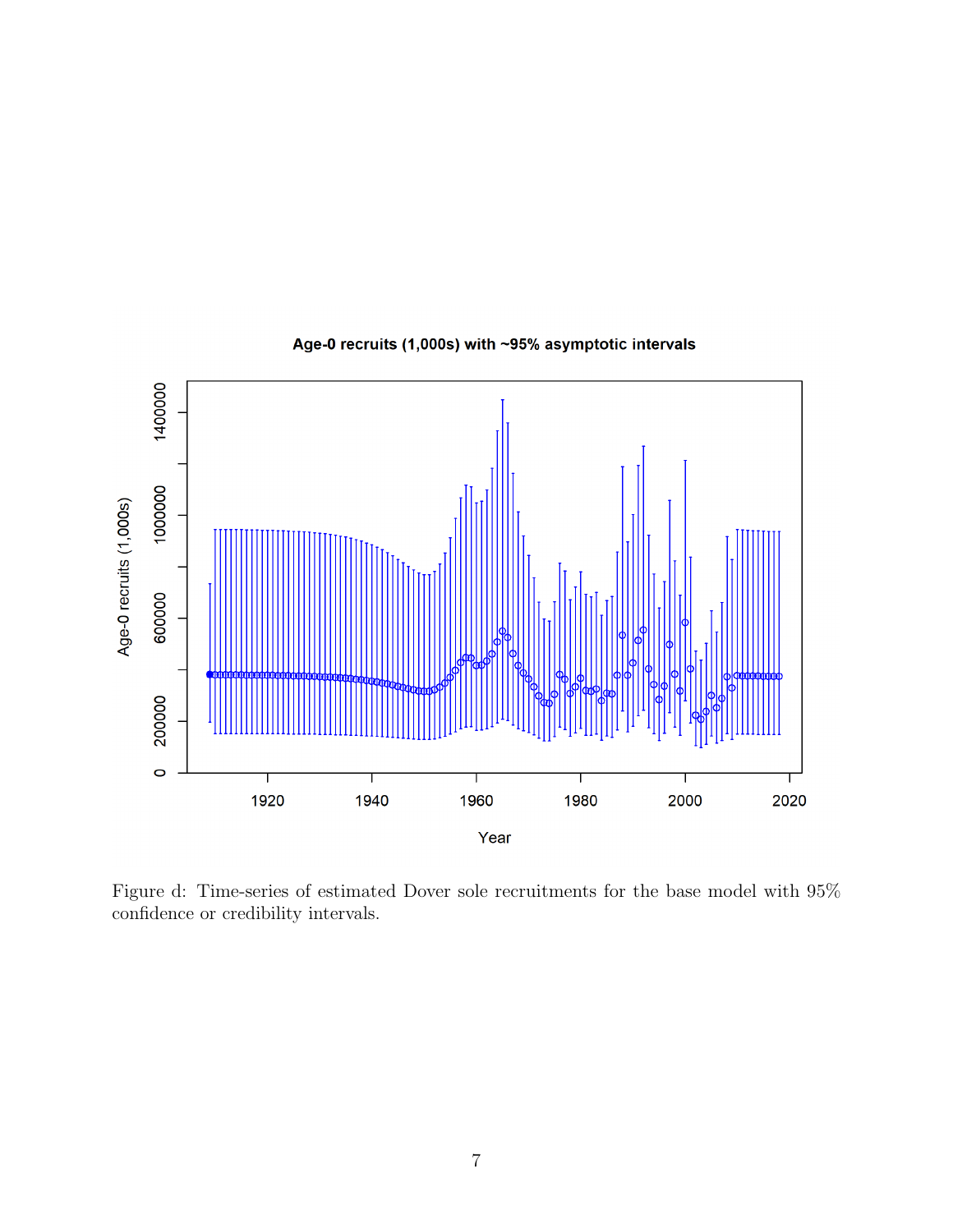Figure d: Time-series of estimated Dover sole recruitments for the base model with 95% confidence or credibility intervals.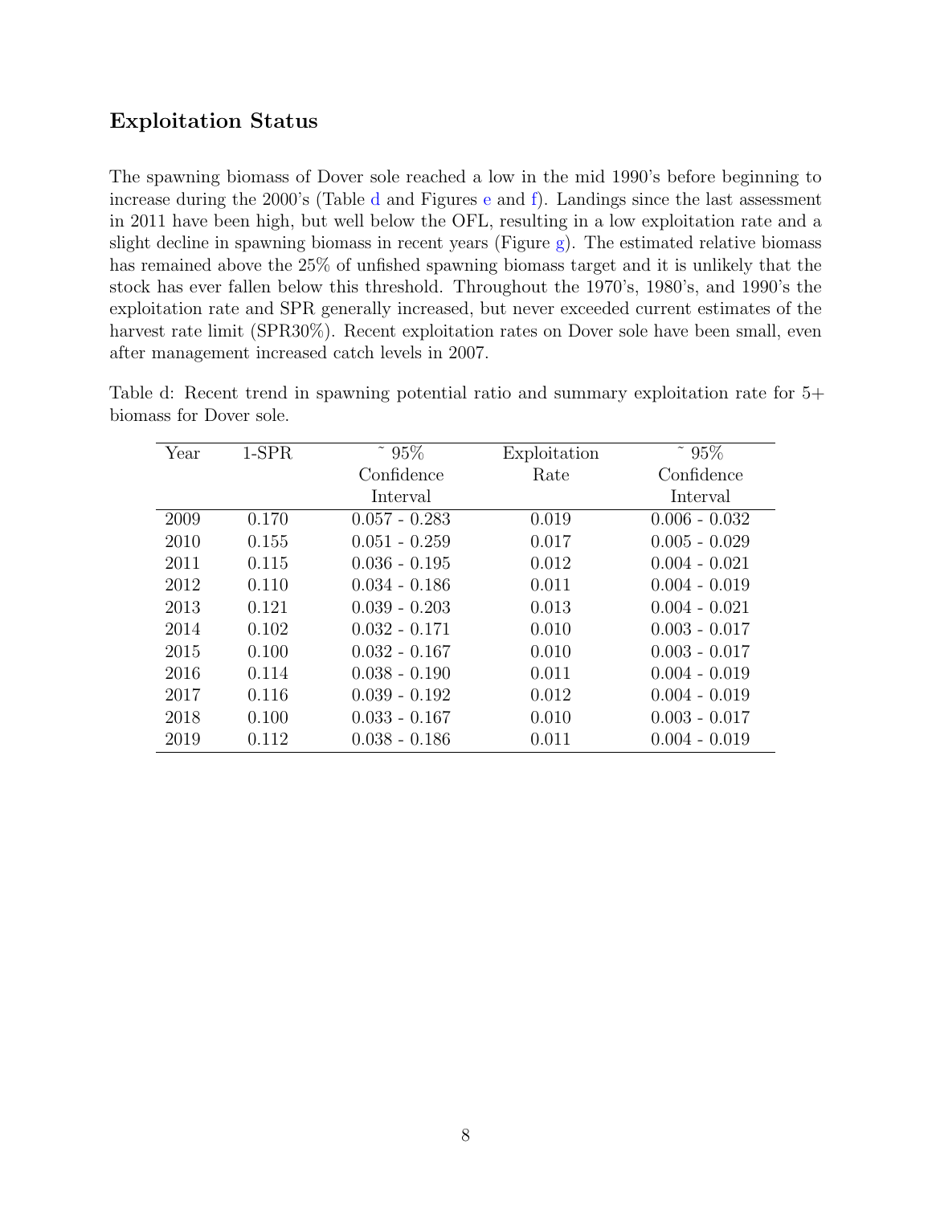## Exploitation Status

The spawning biomass of Dover sole reached a low in the mid 1990's before beginning to increase during the 2000's (Table d and Figures e and f). Landings since the last assessment in 2011 have been high, but well below the OFL, resulting in a low exploitation rate and a slight decline in spawning biomass in recent years (Figure g). The estimated relative biomass has remained above the 25% of unfished spawning biomass target and it is unlikely that the stock has ever fallen below this threshold. Throughout the 1970's, 1980's, and 1990's the exploitation rate and SPR generally increased, but never exceeded current estimates of the harvest rate limit (SPR30%). Recent exploitation rates on Dover sole have been small, even after management increased catch levels in 2007.

Table d: Recent trend in spawning potential ratio and summary exploitation rate for 5+ biomass for Dover sole.

| Year | 1-SPR | ~ 95% Confidence Interval | Exploitation Rate | ~ 95% Confidence Interval |
|---|---|---|---|---|
| 2009 | 0.170 | 0.057 - 0.283 | 0.019 | 0.006 - 0.032 |
| 2010 | 0.155 | 0.051 - 0.259 | 0.017 | 0.005 - 0.029 |
| 2011 | 0.115 | 0.036 - 0.195 | 0.012 | 0.004 - 0.021 |
| 2012 | 0.110 | 0.034 - 0.186 | 0.011 | 0.004 - 0.019 |
| 2013 | 0.121 | 0.039 - 0.203 | 0.013 | 0.004 - 0.021 |
| 2014 | 0.102 | 0.032 - 0.171 | 0.010 | 0.003 - 0.017 |
| 2015 | 0.100 | 0.032 - 0.167 | 0.010 | 0.003 - 0.017 |
| 2016 | 0.114 | 0.038 - 0.190 | 0.011 | 0.004 - 0.019 |
| 2017 | 0.116 | 0.039 - 0.192 | 0.012 | 0.004 - 0.019 |
| 2018 | 0.100 | 0.033 - 0.167 | 0.010 | 0.003 - 0.017 |
| 2019 | 0.112 | 0.038 - 0.186 | 0.011 | 0.004 - 0.019 |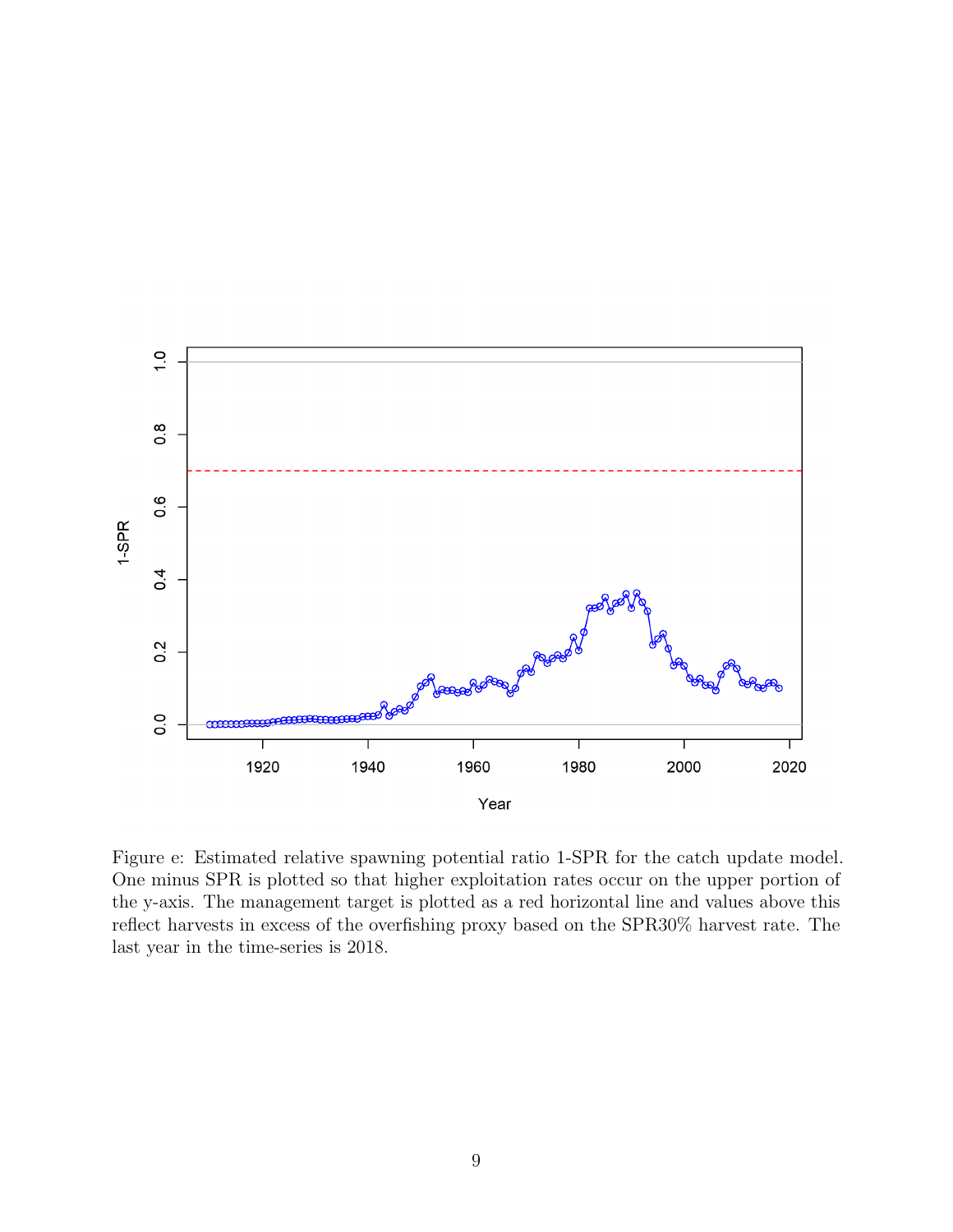Figure e: Estimated relative spawning potential ratio 1-SPR for the catch update model. One minus SPR is plotted so that higher exploitation rates occur on the upper portion of the y-axis. The management target is plotted as a red horizontal line and values above this reflect harvests in excess of the overfishing proxy based on the SPR30% harvest rate. The last year in the time-series is 2018.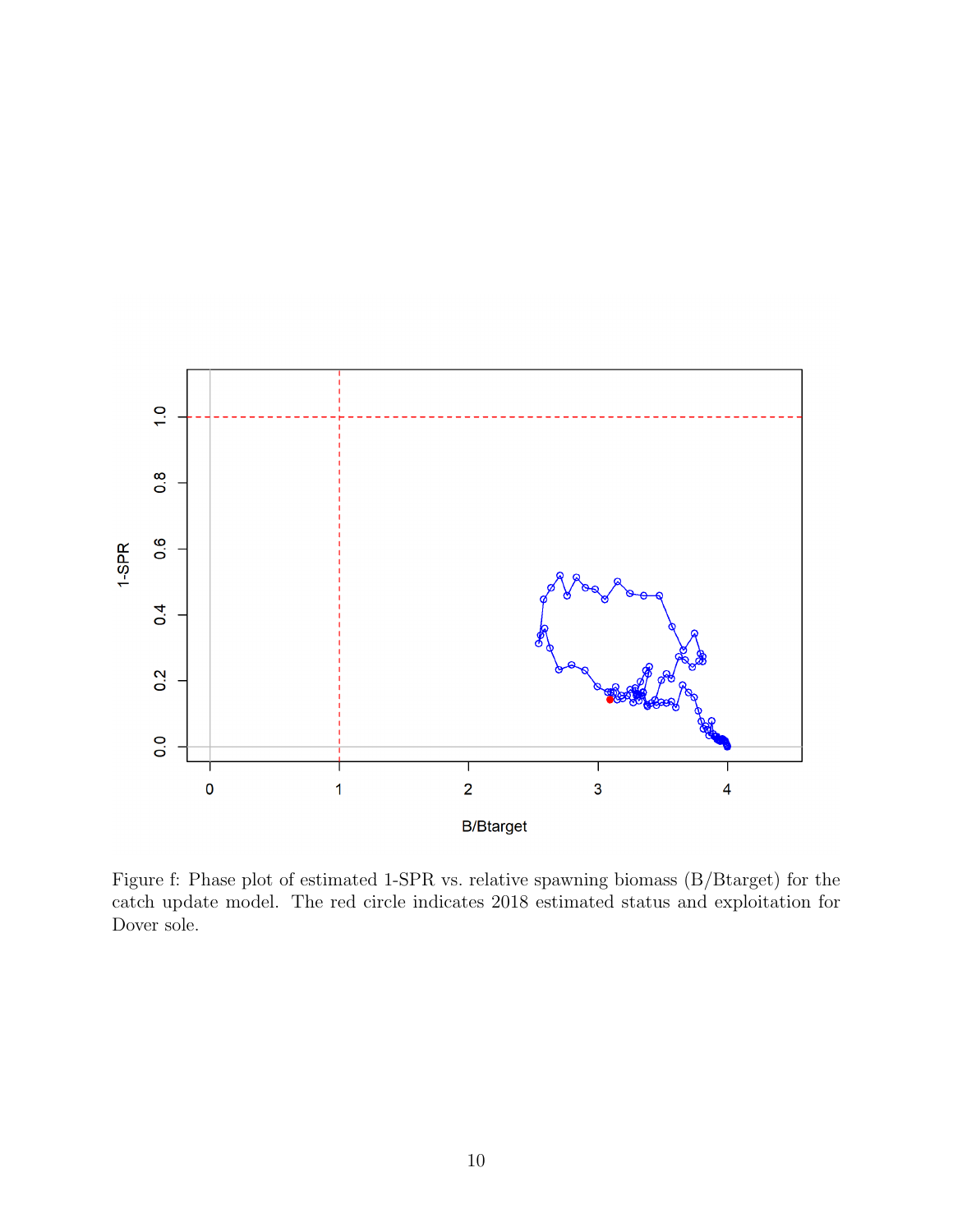Figure f: Phase plot of estimated 1-SPR vs. relative spawning biomass (B/Btarget) for the catch update model. The red circle indicates 2018 estimated status and exploitation for Dover sole.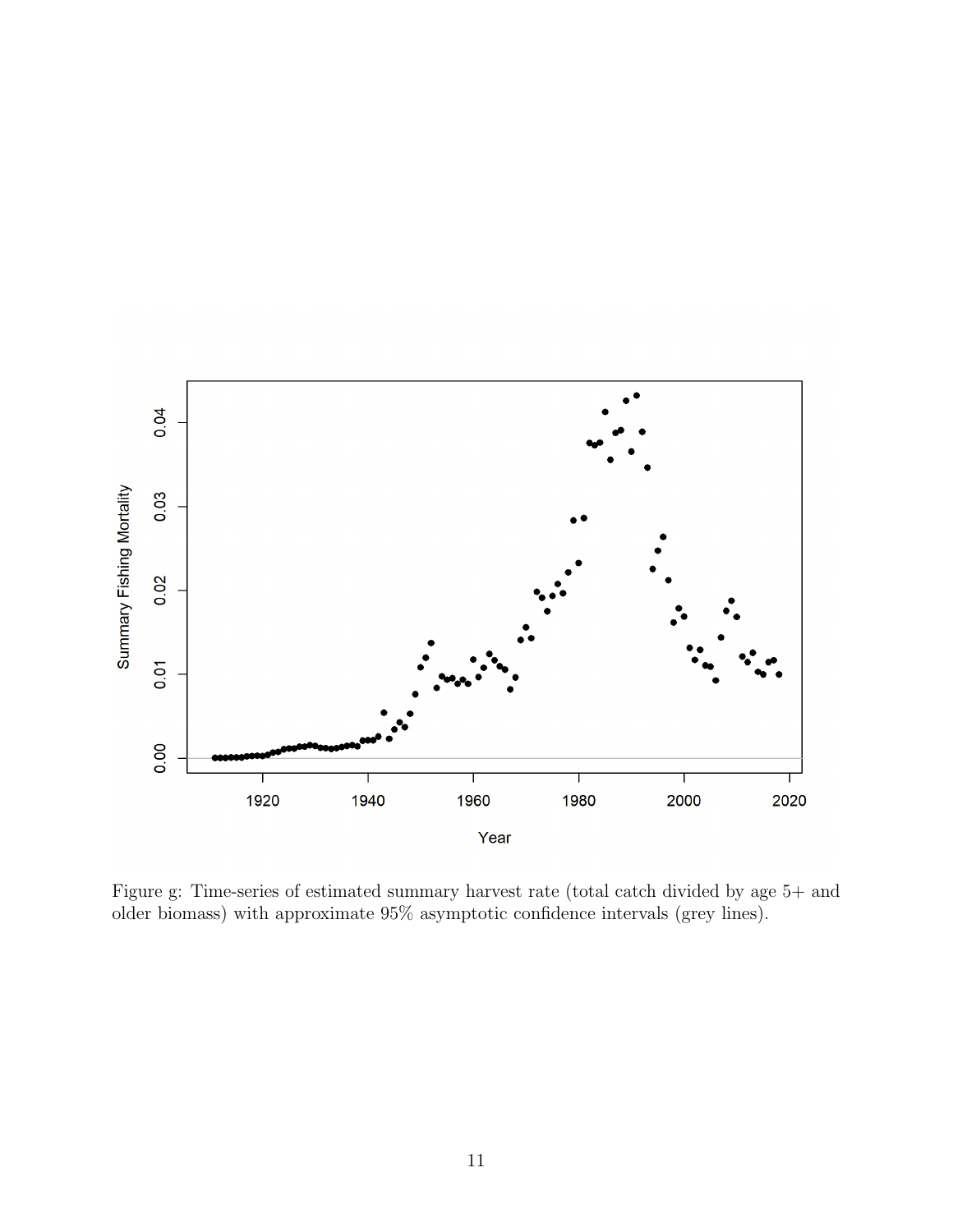Figure g: Time-series of estimated summary harvest rate (total catch divided by age 5+ and older biomass) with approximate 95% asymptotic confidence intervals (grey lines).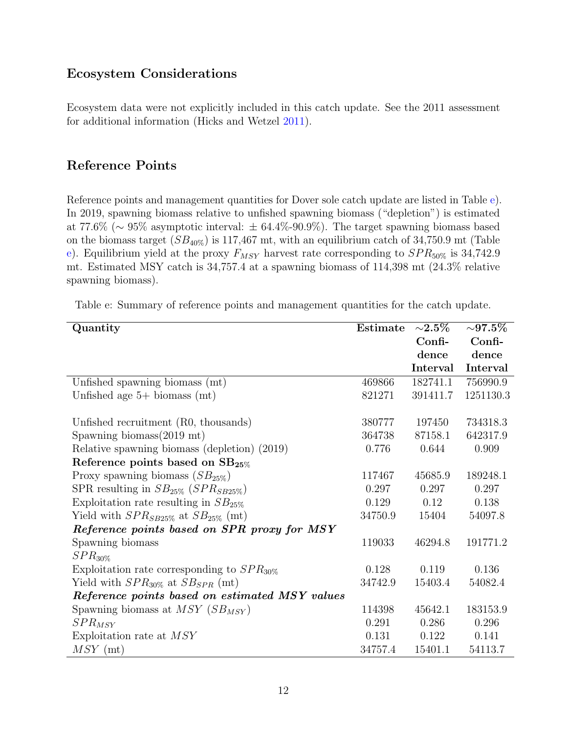## Ecosystem Considerations

Ecosystem data were not explicitly included in this catch update. See the 2011 assessment for additional information (Hicks and Wetzel 2011).

## Reference Points

Reference points and management quantities for Dover sole catch update are listed in Table e). In 2019, spawning biomass relative to unfished spawning biomass ("depletion") is estimated at 77.6% (~ 95% asymptotic interval: ± 64.4%-90.9%). The target spawning biomass based on the biomass target ($SB_{40\%}$) is 117,467 mt, with an equilibrium catch of 34,750.9 mt (Table e). Equilibrium yield at the proxy $F_{MSY}$ harvest rate corresponding to $SPR_{50\%}$ is 34,742.9 mt. Estimated MSY catch is 34,757.4 at a spawning biomass of 114,398 mt (24.3% relative spawning biomass).

Table e: Summary of reference points and management quantities for the catch update.

| Quantity | Estimate | ~2.5% Confidence Interval | ~97.5% Confidence Interval |
|---|---|---|---|
| Unfished spawning biomass (mt) | 469866 | 182741.1 | 756990.9 |
| Unfished age 5+ biomass (mt) | 821271 | 391411.7 | 1251130.3 |
| | | | |
| Unfished recruitment (R0, thousands) | 380777 | 197450 | 734318.3 |
| Spawning biomass(2019 mt) | 364738 | 87158.1 | 642317.9 |
| Relative spawning biomass (depletion) (2019) | 0.776 | 0.644 | 0.909 |
| **Reference points based on $\mathbf{SB_{25\%}}$** | | | |
| Proxy spawning biomass ($SB_{25\%}$) | 117467 | 45685.9 | 189248.1 |
| SPR resulting in $SB_{25\%}$ ($SPR_{SB25\%}$) | 0.297 | 0.297 | 0.297 |
| Exploitation rate resulting in $SB_{25\%}$ | 0.129 | 0.12 | 0.138 |
| Yield with $SPR_{SB25\%}$ at $SB_{25\%}$ (mt) | 34750.9 | 15404 | 54097.8 |
| ***Reference points based on SPR proxy for MSY*** | | | |
| Spawning biomass $SPR_{30\%}$ | 119033 | 46294.8 | 191771.2 |
| Exploitation rate corresponding to $SPR_{30\%}$ | 0.128 | 0.119 | 0.136 |
| Yield with $SPR_{30\%}$ at $SB_{SPR}$ (mt) | 34742.9 | 15403.4 | 54082.4 |
| ***Reference points based on estimated MSY values*** | | | |
| Spawning biomass at $MSY$ ($SB_{MSY}$) | 114398 | 45642.1 | 183153.9 |
| $SPR_{MSY}$ | 0.291 | 0.286 | 0.296 |
| Exploitation rate at $MSY$ | 0.131 | 0.122 | 0.141 |
| $MSY$ (mt) | 34757.4 | 15401.1 | 54113.7 |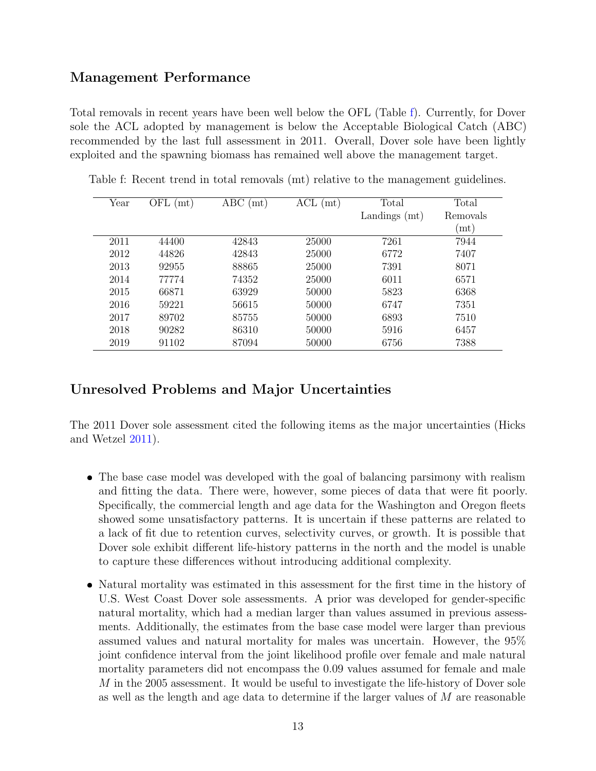## Management Performance

Total removals in recent years have been well below the OFL (Table f). Currently, for Dover sole the ACL adopted by management is below the Acceptable Biological Catch (ABC) recommended by the last full assessment in 2011. Overall, Dover sole have been lightly exploited and the spawning biomass has remained well above the management target.

Table f: Recent trend in total removals (mt) relative to the management guidelines.

| Year | OFL (mt) | ABC (mt) | ACL (mt) | Total Landings (mt) | Total Removals (mt) |
|---|---|---|---|---|---|
| 2011 | 44400 | 42843 | 25000 | 7261 | 7944 |
| 2012 | 44826 | 42843 | 25000 | 6772 | 7407 |
| 2013 | 92955 | 88865 | 25000 | 7391 | 8071 |
| 2014 | 77774 | 74352 | 25000 | 6011 | 6571 |
| 2015 | 66871 | 63929 | 50000 | 5823 | 6368 |
| 2016 | 59221 | 56615 | 50000 | 6747 | 7351 |
| 2017 | 89702 | 85755 | 50000 | 6893 | 7510 |
| 2018 | 90282 | 86310 | 50000 | 5916 | 6457 |
| 2019 | 91102 | 87094 | 50000 | 6756 | 7388 |

## Unresolved Problems and Major Uncertainties

The 2011 Dover sole assessment cited the following items as the major uncertainties (Hicks and Wetzel 2011).

- The base case model was developed with the goal of balancing parsimony with realism and fitting the data. There were, however, some pieces of data that were fit poorly. Specifically, the commercial length and age data for the Washington and Oregon fleets showed some unsatisfactory patterns. It is uncertain if these patterns are related to a lack of fit due to retention curves, selectivity curves, or growth. It is possible that Dover sole exhibit different life-history patterns in the north and the model is unable to capture these differences without introducing additional complexity.
- Natural mortality was estimated in this assessment for the first time in the history of U.S. West Coast Dover sole assessments. A prior was developed for gender-specific natural mortality, which had a median larger than values assumed in previous assessments. Additionally, the estimates from the base case model were larger than previous assumed values and natural mortality for males was uncertain. However, the 95% joint confidence interval from the joint likelihood profile over female and male natural mortality parameters did not encompass the 0.09 values assumed for female and male $M$ in the 2005 assessment. It would be useful to investigate the life-history of Dover sole as well as the length and age data to determine if the larger values of $M$ are reasonable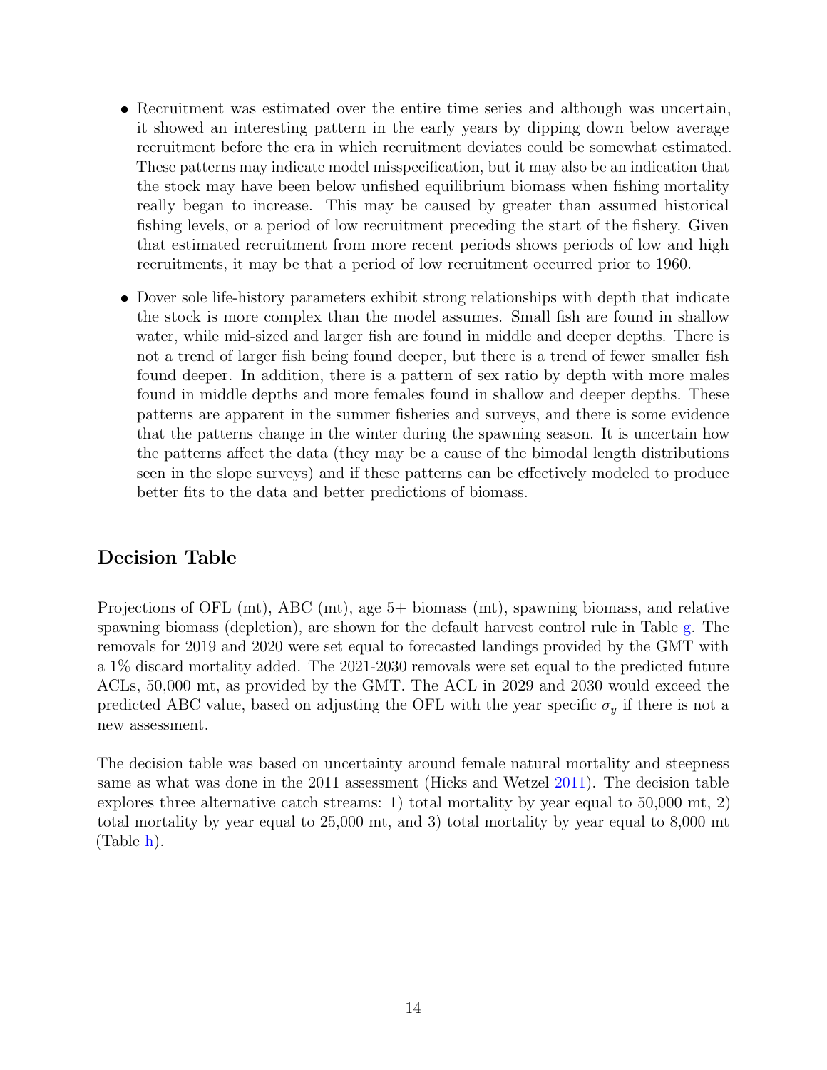- Recruitment was estimated over the entire time series and although was uncertain, it showed an interesting pattern in the early years by dipping down below average recruitment before the era in which recruitment deviates could be somewhat estimated. These patterns may indicate model misspecification, but it may also be an indication that the stock may have been below unfished equilibrium biomass when fishing mortality really began to increase. This may be caused by greater than assumed historical fishing levels, or a period of low recruitment preceding the start of the fishery. Given that estimated recruitment from more recent periods shows periods of low and high recruitments, it may be that a period of low recruitment occurred prior to 1960.

- Dover sole life-history parameters exhibit strong relationships with depth that indicate the stock is more complex than the model assumes. Small fish are found in shallow water, while mid-sized and larger fish are found in middle and deeper depths. There is not a trend of larger fish being found deeper, but there is a trend of fewer smaller fish found deeper. In addition, there is a pattern of sex ratio by depth with more males found in middle depths and more females found in shallow and deeper depths. These patterns are apparent in the summer fisheries and surveys, and there is some evidence that the patterns change in the winter during the spawning season. It is uncertain how the patterns affect the data (they may be a cause of the bimodal length distributions seen in the slope surveys) and if these patterns can be effectively modeled to produce better fits to the data and better predictions of biomass.

## Decision Table

Projections of OFL (mt), ABC (mt), age 5+ biomass (mt), spawning biomass, and relative spawning biomass (depletion), are shown for the default harvest control rule in Table g. The removals for 2019 and 2020 were set equal to forecasted landings provided by the GMT with a 1% discard mortality added. The 2021-2030 removals were set equal to the predicted future ACLs, 50,000 mt, as provided by the GMT. The ACL in 2029 and 2030 would exceed the predicted ABC value, based on adjusting the OFL with the year specific $\sigma_y$ if there is not a new assessment.

The decision table was based on uncertainty around female natural mortality and steepness same as what was done in the 2011 assessment (Hicks and Wetzel 2011). The decision table explores three alternative catch streams: 1) total mortality by year equal to 50,000 mt, 2) total mortality by year equal to 25,000 mt, and 3) total mortality by year equal to 8,000 mt (Table h).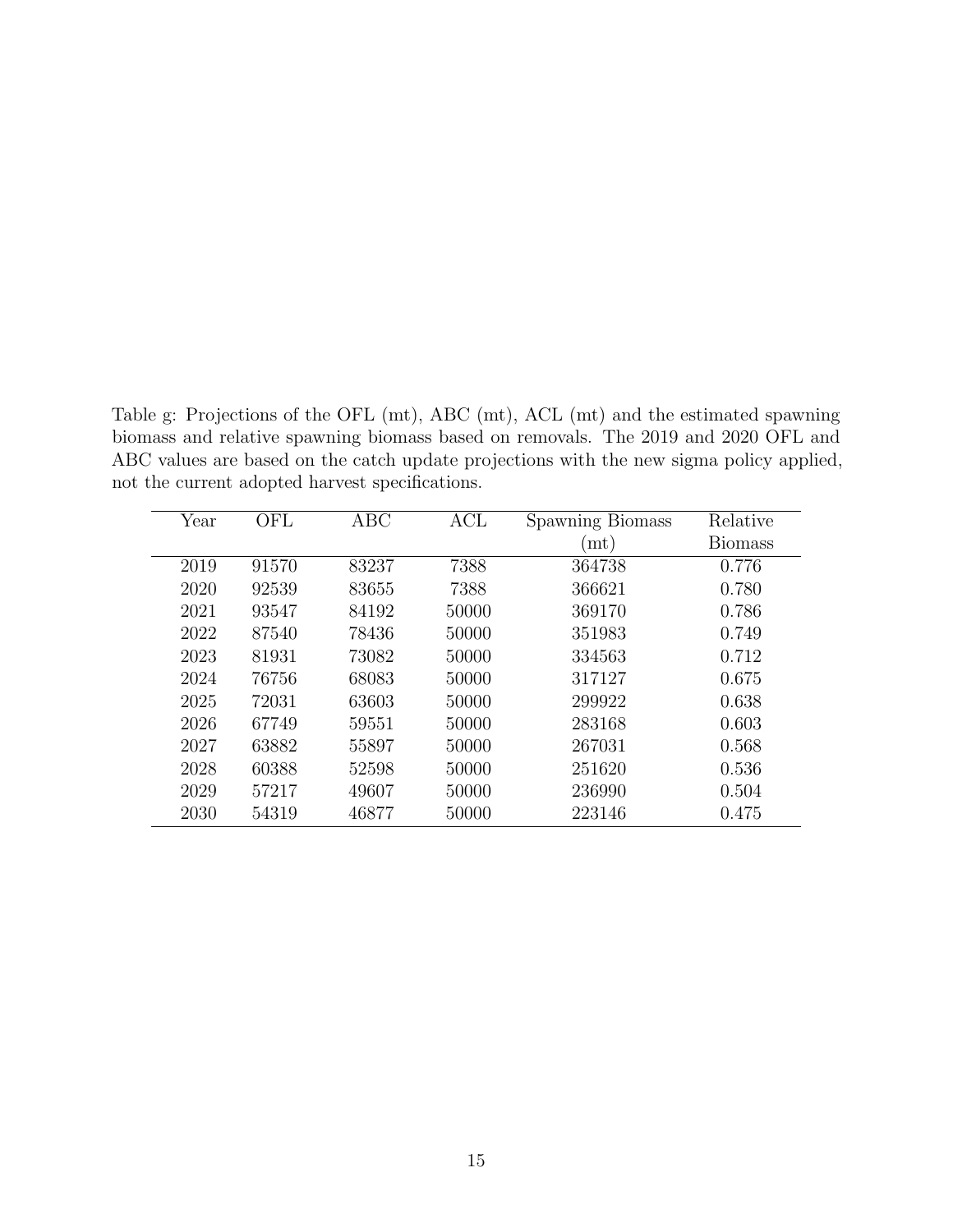Table g: Projections of the OFL (mt), ABC (mt), ACL (mt) and the estimated spawning biomass and relative spawning biomass based on removals. The 2019 and 2020 OFL and ABC values are based on the catch update projections with the new sigma policy applied, not the current adopted harvest specifications.

| Year | OFL | ABC | ACL | Spawning Biomass (mt) | Relative Biomass |
|---|---|---|---|---|---|
| 2019 | 91570 | 83237 | 7388 | 364738 | 0.776 |
| 2020 | 92539 | 83655 | 7388 | 366621 | 0.780 |
| 2021 | 93547 | 84192 | 50000 | 369170 | 0.786 |
| 2022 | 87540 | 78436 | 50000 | 351983 | 0.749 |
| 2023 | 81931 | 73082 | 50000 | 334563 | 0.712 |
| 2024 | 76756 | 68083 | 50000 | 317127 | 0.675 |
| 2025 | 72031 | 63603 | 50000 | 299922 | 0.638 |
| 2026 | 67749 | 59551 | 50000 | 283168 | 0.603 |
| 2027 | 63882 | 55897 | 50000 | 267031 | 0.568 |
| 2028 | 60388 | 52598 | 50000 | 251620 | 0.536 |
| 2029 | 57217 | 49607 | 50000 | 236990 | 0.504 |
| 2030 | 54319 | 46877 | 50000 | 223146 | 0.475 |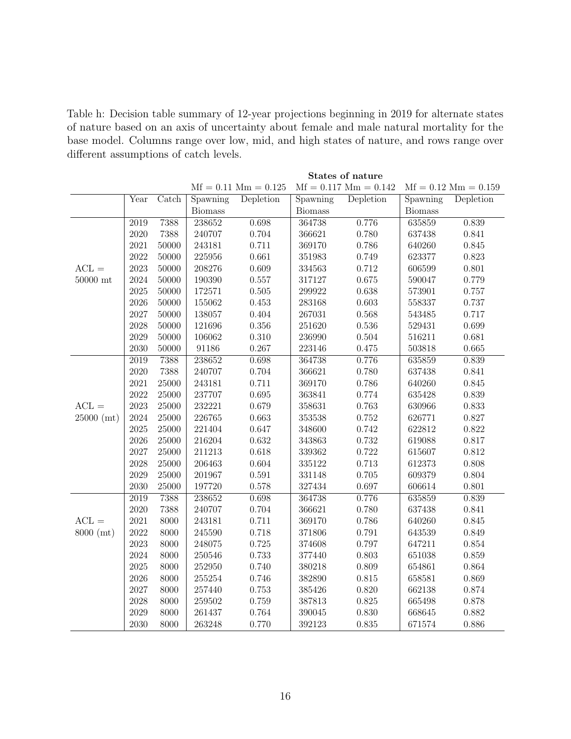Table h: Decision table summary of 12-year projections beginning in 2019 for alternate states of nature based on an axis of uncertainty about female and male natural mortality for the base model. Columns range over low, mid, and high states of nature, and rows range over different assumptions of catch levels.

| | | | **States of nature** | | | | | |
|---|---|---|---|---|---|---|---|---|
| | | | Mf = 0.11 Mm = 0.125 | | Mf = 0.117 Mm = 0.142 | | Mf = 0.12 Mm = 0.159 | |
| | Year | Catch | Spawning Biomass | Depletion | Spawning Biomass | Depletion | Spawning Biomass | Depletion |
| ACL = 50000 mt | 2019 | 7388 | 238652 | 0.698 | 364738 | 0.776 | 635859 | 0.839 |
| | 2020 | 7388 | 240707 | 0.704 | 366621 | 0.780 | 637438 | 0.841 |
| | 2021 | 50000 | 243181 | 0.711 | 369170 | 0.786 | 640260 | 0.845 |
| | 2022 | 50000 | 225956 | 0.661 | 351983 | 0.749 | 623377 | 0.823 |
| | 2023 | 50000 | 208276 | 0.609 | 334563 | 0.712 | 606599 | 0.801 |
| | 2024 | 50000 | 190390 | 0.557 | 317127 | 0.675 | 590047 | 0.779 |
| | 2025 | 50000 | 172571 | 0.505 | 299922 | 0.638 | 573901 | 0.757 |
| | 2026 | 50000 | 155062 | 0.453 | 283168 | 0.603 | 558337 | 0.737 |
| | 2027 | 50000 | 138057 | 0.404 | 267031 | 0.568 | 543485 | 0.717 |
| | 2028 | 50000 | 121696 | 0.356 | 251620 | 0.536 | 529431 | 0.699 |
| | 2029 | 50000 | 106062 | 0.310 | 236990 | 0.504 | 516211 | 0.681 |
| | 2030 | 50000 | 91186 | 0.267 | 223146 | 0.475 | 503818 | 0.665 |
| ACL = 25000 (mt) | 2019 | 7388 | 238652 | 0.698 | 364738 | 0.776 | 635859 | 0.839 |
| | 2020 | 7388 | 240707 | 0.704 | 366621 | 0.780 | 637438 | 0.841 |
| | 2021 | 25000 | 243181 | 0.711 | 369170 | 0.786 | 640260 | 0.845 |
| | 2022 | 25000 | 237707 | 0.695 | 363841 | 0.774 | 635428 | 0.839 |
| | 2023 | 25000 | 232221 | 0.679 | 358631 | 0.763 | 630966 | 0.833 |
| | 2024 | 25000 | 226765 | 0.663 | 353538 | 0.752 | 626771 | 0.827 |
| | 2025 | 25000 | 221404 | 0.647 | 348600 | 0.742 | 622812 | 0.822 |
| | 2026 | 25000 | 216204 | 0.632 | 343863 | 0.732 | 619088 | 0.817 |
| | 2027 | 25000 | 211213 | 0.618 | 339362 | 0.722 | 615607 | 0.812 |
| | 2028 | 25000 | 206463 | 0.604 | 335122 | 0.713 | 612373 | 0.808 |
| | 2029 | 25000 | 201967 | 0.591 | 331148 | 0.705 | 609379 | 0.804 |
| | 2030 | 25000 | 197720 | 0.578 | 327434 | 0.697 | 606614 | 0.801 |
| ACL = 8000 (mt) | 2019 | 7388 | 238652 | 0.698 | 364738 | 0.776 | 635859 | 0.839 |
| | 2020 | 7388 | 240707 | 0.704 | 366621 | 0.780 | 637438 | 0.841 |
| | 2021 | 8000 | 243181 | 0.711 | 369170 | 0.786 | 640260 | 0.845 |
| | 2022 | 8000 | 245590 | 0.718 | 371806 | 0.791 | 643539 | 0.849 |
| | 2023 | 8000 | 248075 | 0.725 | 374608 | 0.797 | 647211 | 0.854 |
| | 2024 | 8000 | 250546 | 0.733 | 377440 | 0.803 | 651038 | 0.859 |
| | 2025 | 8000 | 252950 | 0.740 | 380218 | 0.809 | 654861 | 0.864 |
| | 2026 | 8000 | 255254 | 0.746 | 382890 | 0.815 | 658581 | 0.869 |
| | 2027 | 8000 | 257440 | 0.753 | 385426 | 0.820 | 662138 | 0.874 |
| | 2028 | 8000 | 259502 | 0.759 | 387813 | 0.825 | 665498 | 0.878 |
| | 2029 | 8000 | 261437 | 0.764 | 390045 | 0.830 | 668645 | 0.882 |
| | 2030 | 8000 | 263248 | 0.770 | 392123 | 0.835 | 671574 | 0.886 |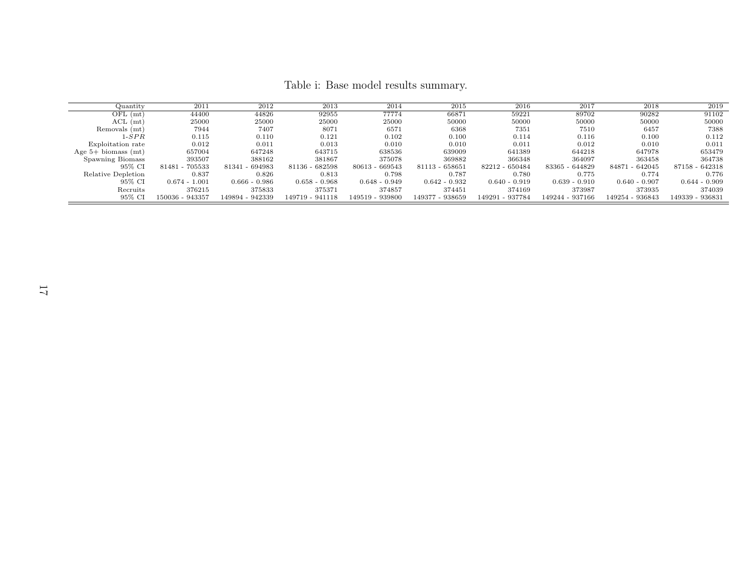Table i: Base model results summary.

| Quantity | 2011 | 2012 | 2013 | 2014 | 2015 | 2016 | 2017 | 2018 | 2019 |
|---|---|---|---|---|---|---|---|---|---|
| OFL (mt) | 44400 | 44826 | 92955 | 77774 | 66871 | 59221 | 89702 | 90282 | 91102 |
| ACL (mt) | 25000 | 25000 | 25000 | 25000 | 50000 | 50000 | 50000 | 50000 | 50000 |
| Removals (mt) | 7944 | 7407 | 8071 | 6571 | 6368 | 7351 | 7510 | 6457 | 7388 |
| 1-$SPR$ | 0.115 | 0.110 | 0.121 | 0.102 | 0.100 | 0.114 | 0.116 | 0.100 | 0.112 |
| Exploitation rate | 0.012 | 0.011 | 0.013 | 0.010 | 0.010 | 0.011 | 0.012 | 0.010 | 0.011 |
| Age 5+ biomass (mt) | 657004 | 647248 | 643715 | 638536 | 639009 | 641389 | 644218 | 647978 | 653479 |
| Spawning Biomass | 393507 | 388162 | 381867 | 375078 | 369882 | 366348 | 364097 | 363458 | 364738 |
| 95% CI | 81481 - 705533 | 81341 - 694983 | 81136 - 682598 | 80613 - 669543 | 81113 - 658651 | 82212 - 650484 | 83365 - 644829 | 84871 - 642045 | 87158 - 642318 |
| Relative Depletion | 0.837 | 0.826 | 0.813 | 0.798 | 0.787 | 0.780 | 0.775 | 0.774 | 0.776 |
| 95% CI | 0.674 - 1.001 | 0.666 - 0.986 | 0.658 - 0.968 | 0.648 - 0.949 | 0.642 - 0.932 | 0.640 - 0.919 | 0.639 - 0.910 | 0.640 - 0.907 | 0.644 - 0.909 |
| Recruits | 376215 | 375833 | 375371 | 374857 | 374451 | 374169 | 373987 | 373935 | 374039 |
| 95% CI | 150036 - 943357 | 149894 - 942339 | 149719 - 941118 | 149519 - 939800 | 149377 - 938659 | 149291 - 937784 | 149244 - 937166 | 149254 - 936843 | 149339 - 936831 |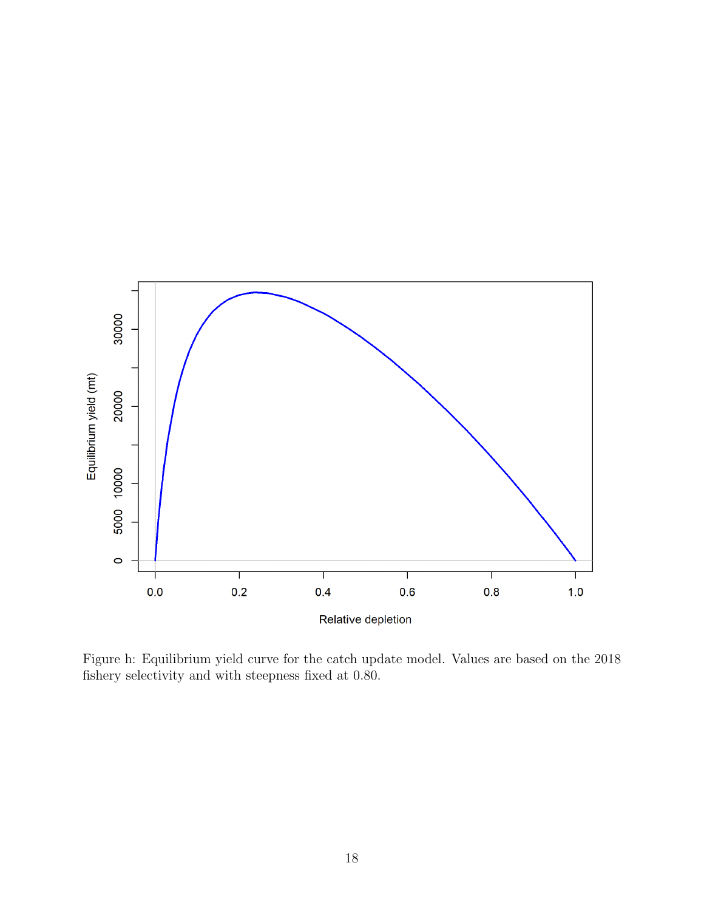Figure h: Equilibrium yield curve for the catch update model. Values are based on the 2018 fishery selectivity and with steepness fixed at 0.80.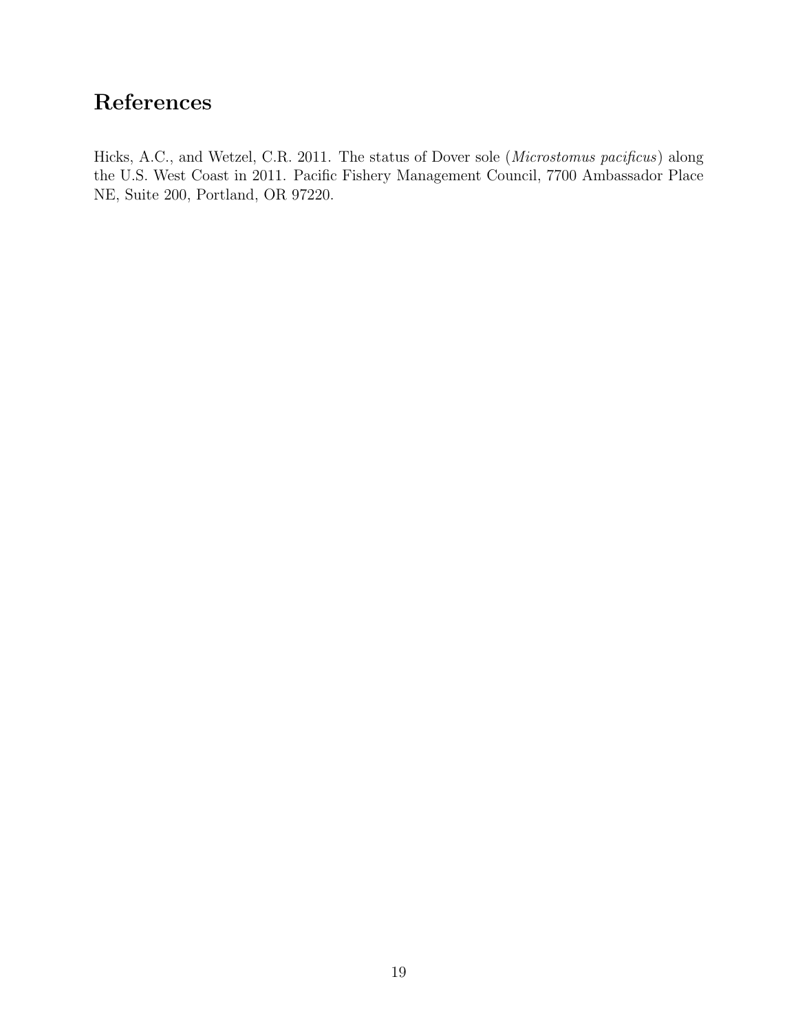# References

Hicks, A.C., and Wetzel, C.R. 2011. The status of Dover sole (*Microstomus pacificus*) along the U.S. West Coast in 2011. Pacific Fishery Management Council, 7700 Ambassador Place NE, Suite 200, Portland, OR 97220.